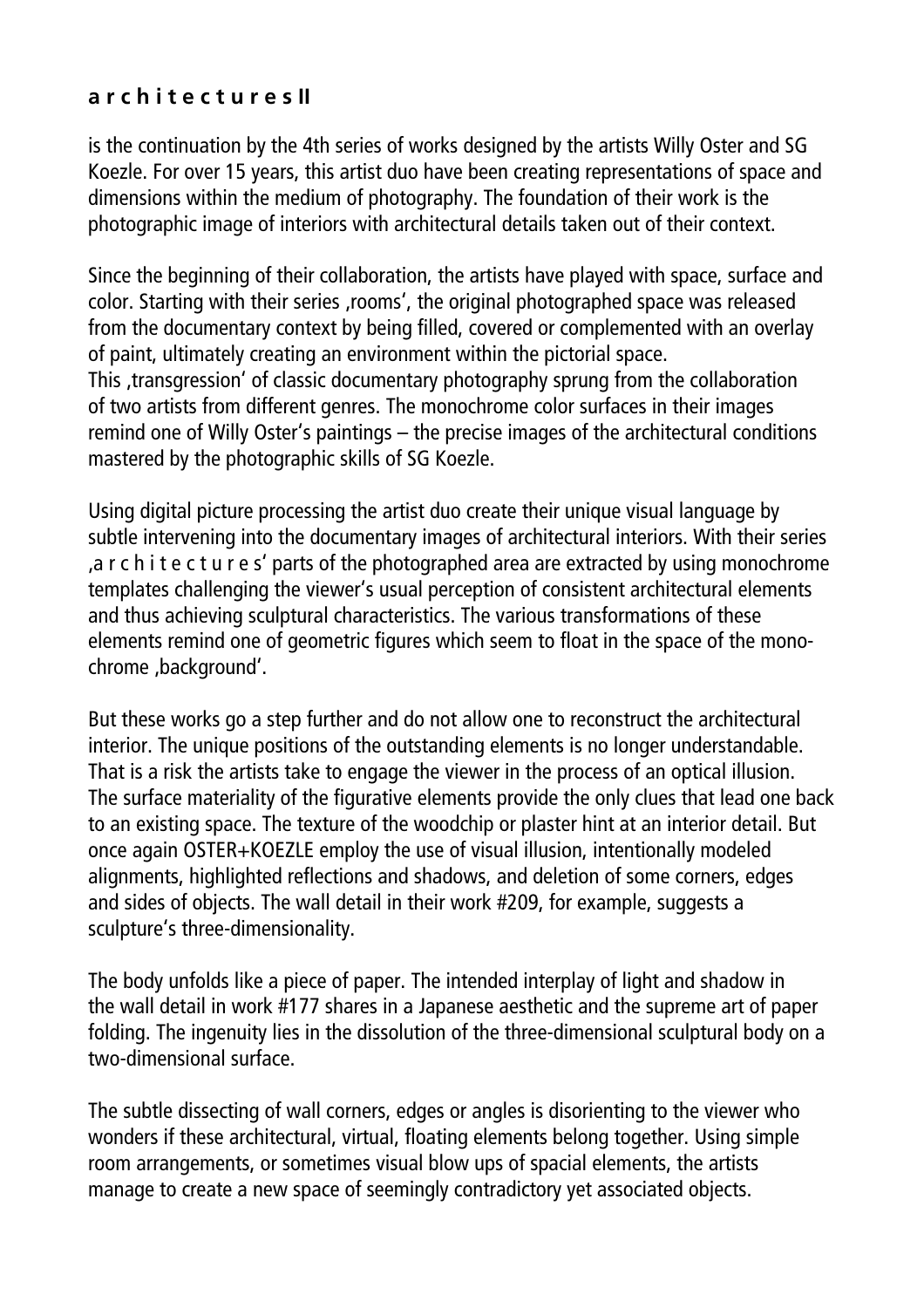**a r c h i t e c t u r e s II**

is the continuation by the 4th series of works designed by the artists Willy Oster and SG Koezle. For over 15 years, this artist duo have been creating representations of space and dimensions within the medium of photography. The foundation of their work is the photographic image of interiors with architectural details taken out of their context.

Since the beginning of their collaboration, the artists have played with space, surface and color. Starting with their series ‚rooms', the original photographed space was released from the documentary context by being filled, covered or complemented with an overlay of paint, ultimately creating an environment within the pictorial space.
This ‚transgression' of classic documentary photography sprung from the collaboration of two artists from different genres. The monochrome color surfaces in their images remind one of Willy Oster's paintings – the precise images of the architectural conditions mastered by the photographic skills of SG Koezle.

Using digital picture processing the artist duo create their unique visual language by subtle intervening into the documentary images of architectural interiors. With their series ‚a r c h i t e c t u r e s' parts of the photographed area are extracted by using monochrome templates challenging the viewer's usual perception of consistent architectural elements and thus achieving sculptural characteristics. The various transformations of these elements remind one of geometric figures which seem to float in the space of the monochrome ‚background'.

But these works go a step further and do not allow one to reconstruct the architectural interior. The unique positions of the outstanding elements is no longer understandable. That is a risk the artists take to engage the viewer in the process of an optical illusion. The surface materiality of the figurative elements provide the only clues that lead one back to an existing space. The texture of the woodchip or plaster hint at an interior detail. But once again OSTER+KOEZLE employ the use of visual illusion, intentionally modeled alignments, highlighted reflections and shadows, and deletion of some corners, edges and sides of objects. The wall detail in their work #209, for example, suggests a sculpture's three-dimensionality.

The body unfolds like a piece of paper. The intended interplay of light and shadow in the wall detail in work #177 shares in a Japanese aesthetic and the supreme art of paper folding. The ingenuity lies in the dissolution of the three-dimensional sculptural body on a two-dimensional surface.

The subtle dissecting of wall corners, edges or angles is disorienting to the viewer who wonders if these architectural, virtual, floating elements belong together. Using simple room arrangements, or sometimes visual blow ups of spacial elements, the artists manage to create a new space of seemingly contradictory yet associated objects.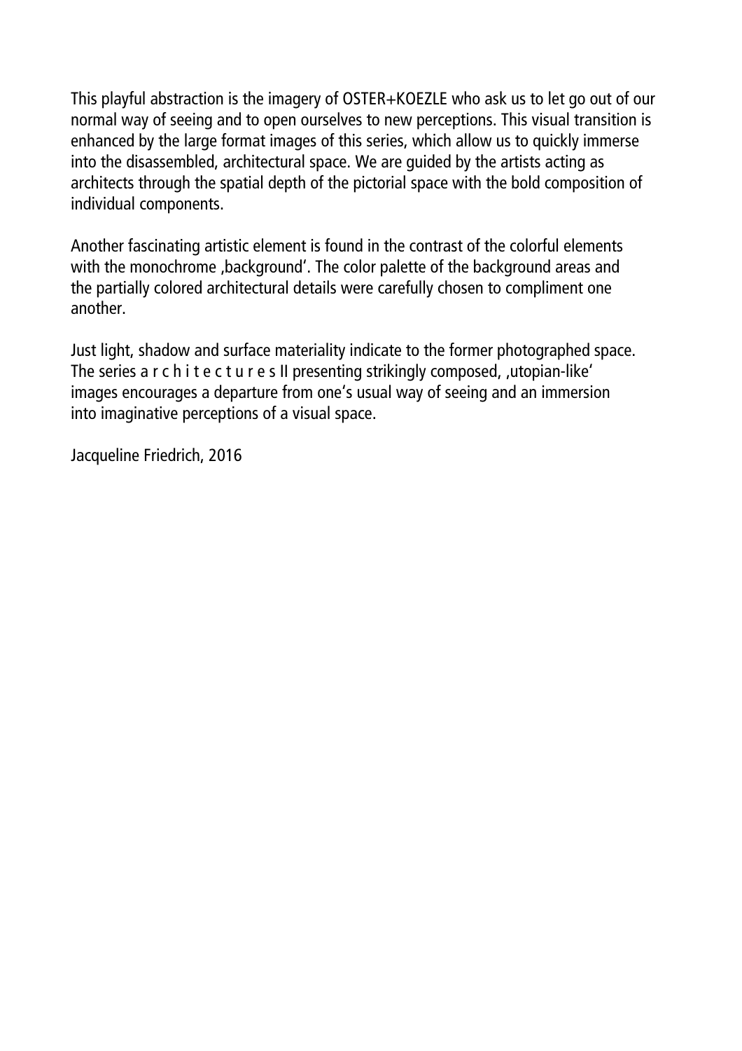This playful abstraction is the imagery of OSTER+KOEZLE who ask us to let go out of our normal way of seeing and to open ourselves to new perceptions. This visual transition is enhanced by the large format images of this series, which allow us to quickly immerse into the disassembled, architectural space. We are guided by the artists acting as architects through the spatial depth of the pictorial space with the bold composition of individual components.

Another fascinating artistic element is found in the contrast of the colorful elements with the monochrome ‚background'. The color palette of the background areas and the partially colored architectural details were carefully chosen to compliment one another.

Just light, shadow and surface materiality indicate to the former photographed space. The series a r c h i t e c t u r e s II presenting strikingly composed, ‚utopian-like' images encourages a departure from one's usual way of seeing and an immersion into imaginative perceptions of a visual space.

Jacqueline Friedrich, 2016